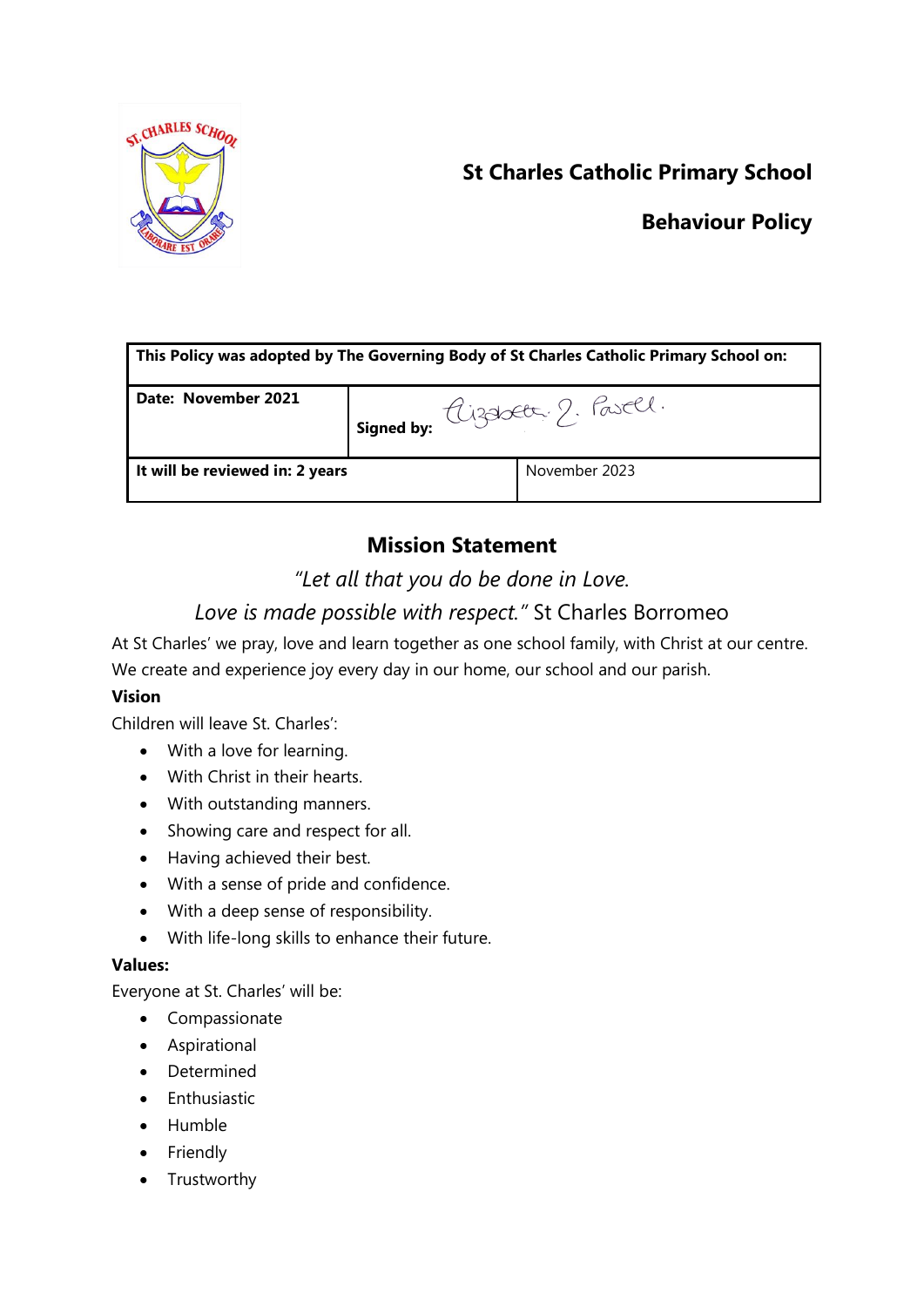# St Charles Catholic Primary School

## Behaviour Policy

| This Policy was adopted by The Governing Body of St Charles Catholic Primary School on: | | |
|---|---|---|
| Date: November 2021 | Signed by: Elizabeth 2. Powell. | |
| It will be reviewed in: 2 years | | November 2023 |

## Mission Statement

*"Let all that you do be done in Love.*

*Love is made possible with respect."* St Charles Borromeo

At St Charles' we pray, love and learn together as one school family, with Christ at our centre. We create and experience joy every day in our home, our school and our parish.

**Vision**

Children will leave St. Charles':

- With a love for learning.
- With Christ in their hearts.
- With outstanding manners.
- Showing care and respect for all.
- Having achieved their best.
- With a sense of pride and confidence.
- With a deep sense of responsibility.
- With life-long skills to enhance their future.

**Values:**

Everyone at St. Charles' will be:

- Compassionate
- Aspirational
- Determined
- Enthusiastic
- Humble
- Friendly
- Trustworthy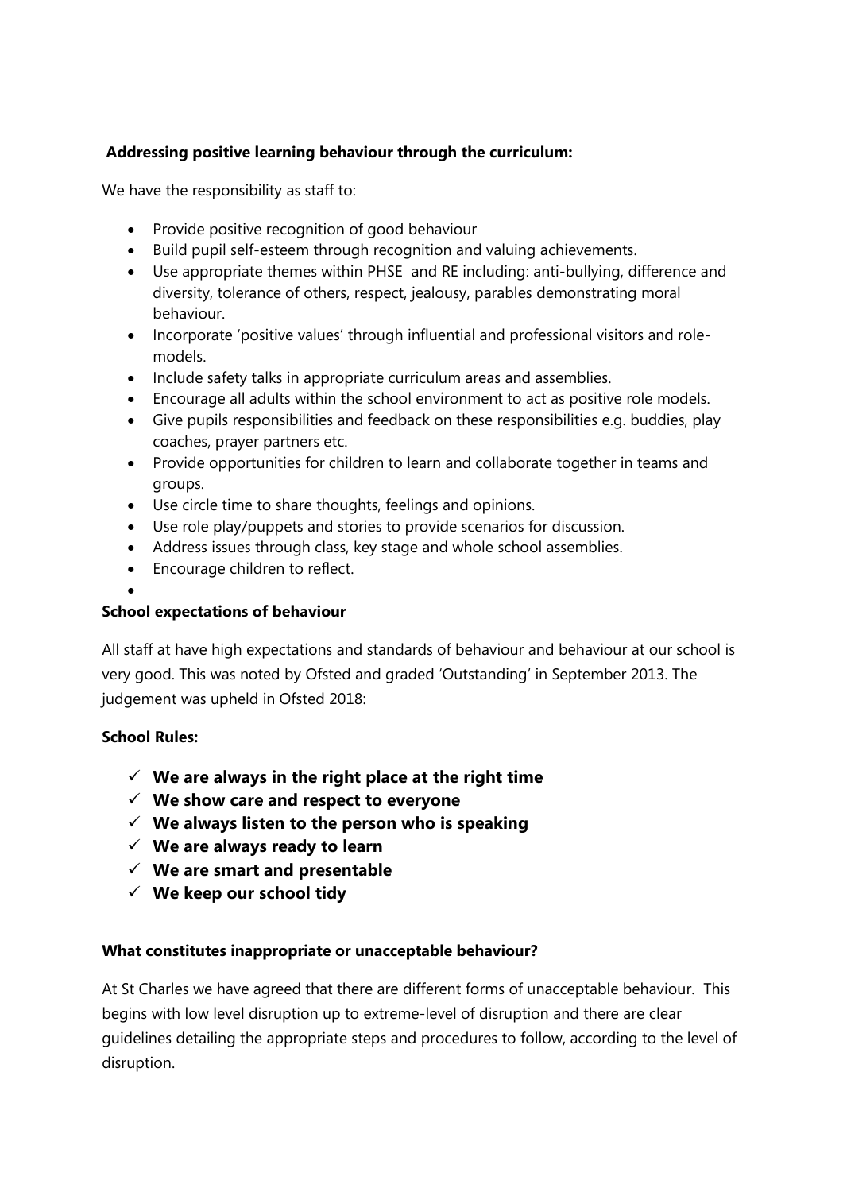**Addressing positive learning behaviour through the curriculum:**

We have the responsibility as staff to:

- Provide positive recognition of good behaviour
- Build pupil self-esteem through recognition and valuing achievements.
- Use appropriate themes within PHSE and RE including: anti-bullying, difference and diversity, tolerance of others, respect, jealousy, parables demonstrating moral behaviour.
- Incorporate 'positive values' through influential and professional visitors and role-models.
- Include safety talks in appropriate curriculum areas and assemblies.
- Encourage all adults within the school environment to act as positive role models.
- Give pupils responsibilities and feedback on these responsibilities e.g. buddies, play coaches, prayer partners etc.
- Provide opportunities for children to learn and collaborate together in teams and groups.
- Use circle time to share thoughts, feelings and opinions.
- Use role play/puppets and stories to provide scenarios for discussion.
- Address issues through class, key stage and whole school assemblies.
- Encourage children to reflect.

**School expectations of behaviour**

All staff at have high expectations and standards of behaviour and behaviour at our school is very good. This was noted by Ofsted and graded 'Outstanding' in September 2013. The judgement was upheld in Ofsted 2018:

**School Rules:**

- ✓ **We are always in the right place at the right time**
- ✓ **We show care and respect to everyone**
- ✓ **We always listen to the person who is speaking**
- ✓ **We are always ready to learn**
- ✓ **We are smart and presentable**
- ✓ **We keep our school tidy**

**What constitutes inappropriate or unacceptable behaviour?**

At St Charles we have agreed that there are different forms of unacceptable behaviour. This begins with low level disruption up to extreme-level of disruption and there are clear guidelines detailing the appropriate steps and procedures to follow, according to the level of disruption.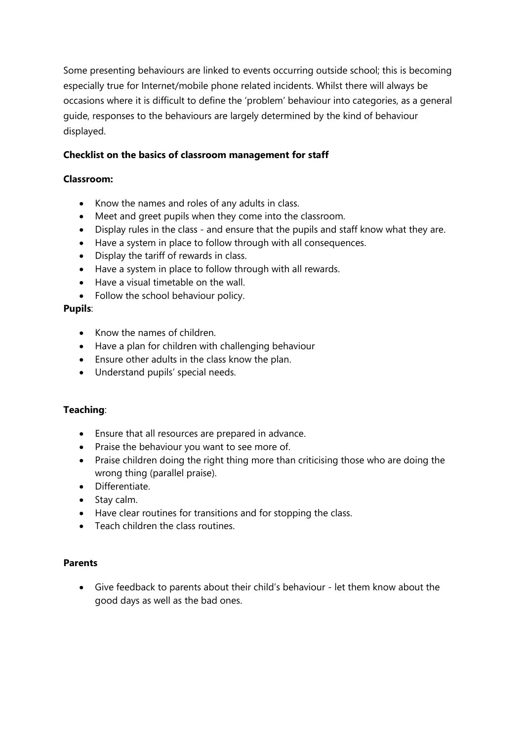Some presenting behaviours are linked to events occurring outside school; this is becoming especially true for Internet/mobile phone related incidents. Whilst there will always be occasions where it is difficult to define the 'problem' behaviour into categories, as a general guide, responses to the behaviours are largely determined by the kind of behaviour displayed.

**Checklist on the basics of classroom management for staff**

**Classroom:**

- Know the names and roles of any adults in class.
- Meet and greet pupils when they come into the classroom.
- Display rules in the class - and ensure that the pupils and staff know what they are.
- Have a system in place to follow through with all consequences.
- Display the tariff of rewards in class.
- Have a system in place to follow through with all rewards.
- Have a visual timetable on the wall.
- Follow the school behaviour policy.

**Pupils**:

- Know the names of children.
- Have a plan for children with challenging behaviour
- Ensure other adults in the class know the plan.
- Understand pupils' special needs.

**Teaching**:

- Ensure that all resources are prepared in advance.
- Praise the behaviour you want to see more of.
- Praise children doing the right thing more than criticising those who are doing the wrong thing (parallel praise).
- Differentiate.
- Stay calm.
- Have clear routines for transitions and for stopping the class.
- Teach children the class routines.

**Parents**

- Give feedback to parents about their child's behaviour - let them know about the good days as well as the bad ones.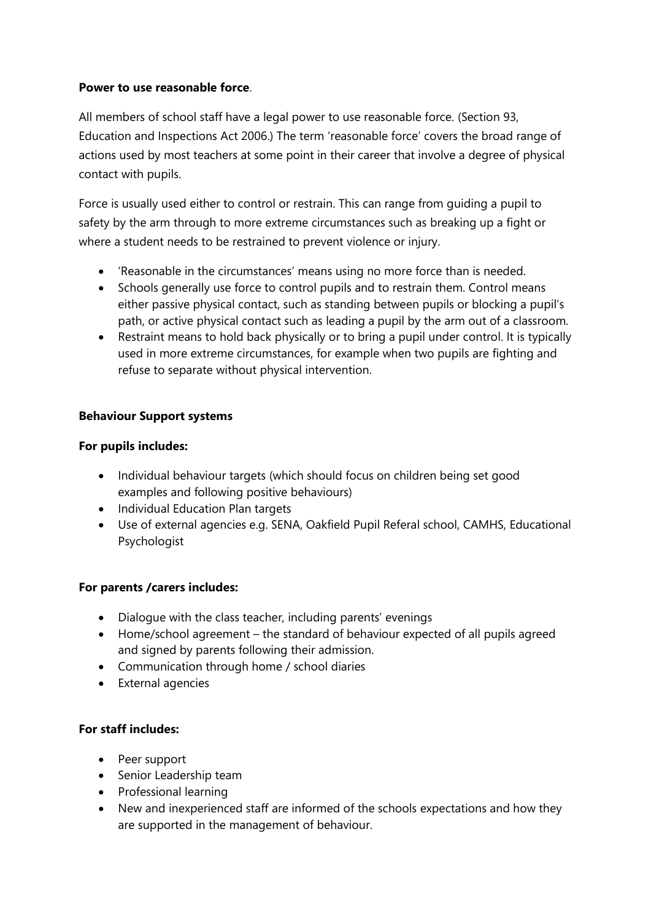**Power to use reasonable force**.

All members of school staff have a legal power to use reasonable force. (Section 93, Education and Inspections Act 2006.) The term 'reasonable force' covers the broad range of actions used by most teachers at some point in their career that involve a degree of physical contact with pupils.

Force is usually used either to control or restrain. This can range from guiding a pupil to safety by the arm through to more extreme circumstances such as breaking up a fight or where a student needs to be restrained to prevent violence or injury.

- 'Reasonable in the circumstances' means using no more force than is needed.
- Schools generally use force to control pupils and to restrain them. Control means either passive physical contact, such as standing between pupils or blocking a pupil's path, or active physical contact such as leading a pupil by the arm out of a classroom.
- Restraint means to hold back physically or to bring a pupil under control. It is typically used in more extreme circumstances, for example when two pupils are fighting and refuse to separate without physical intervention.

**Behaviour Support systems**

**For pupils includes:**

- Individual behaviour targets (which should focus on children being set good examples and following positive behaviours)
- Individual Education Plan targets
- Use of external agencies e.g. SENA, Oakfield Pupil Referal school, CAMHS, Educational Psychologist

**For parents /carers includes:**

- Dialogue with the class teacher, including parents' evenings
- Home/school agreement – the standard of behaviour expected of all pupils agreed and signed by parents following their admission.
- Communication through home / school diaries
- External agencies

**For staff includes:**

- Peer support
- Senior Leadership team
- Professional learning
- New and inexperienced staff are informed of the schools expectations and how they are supported in the management of behaviour.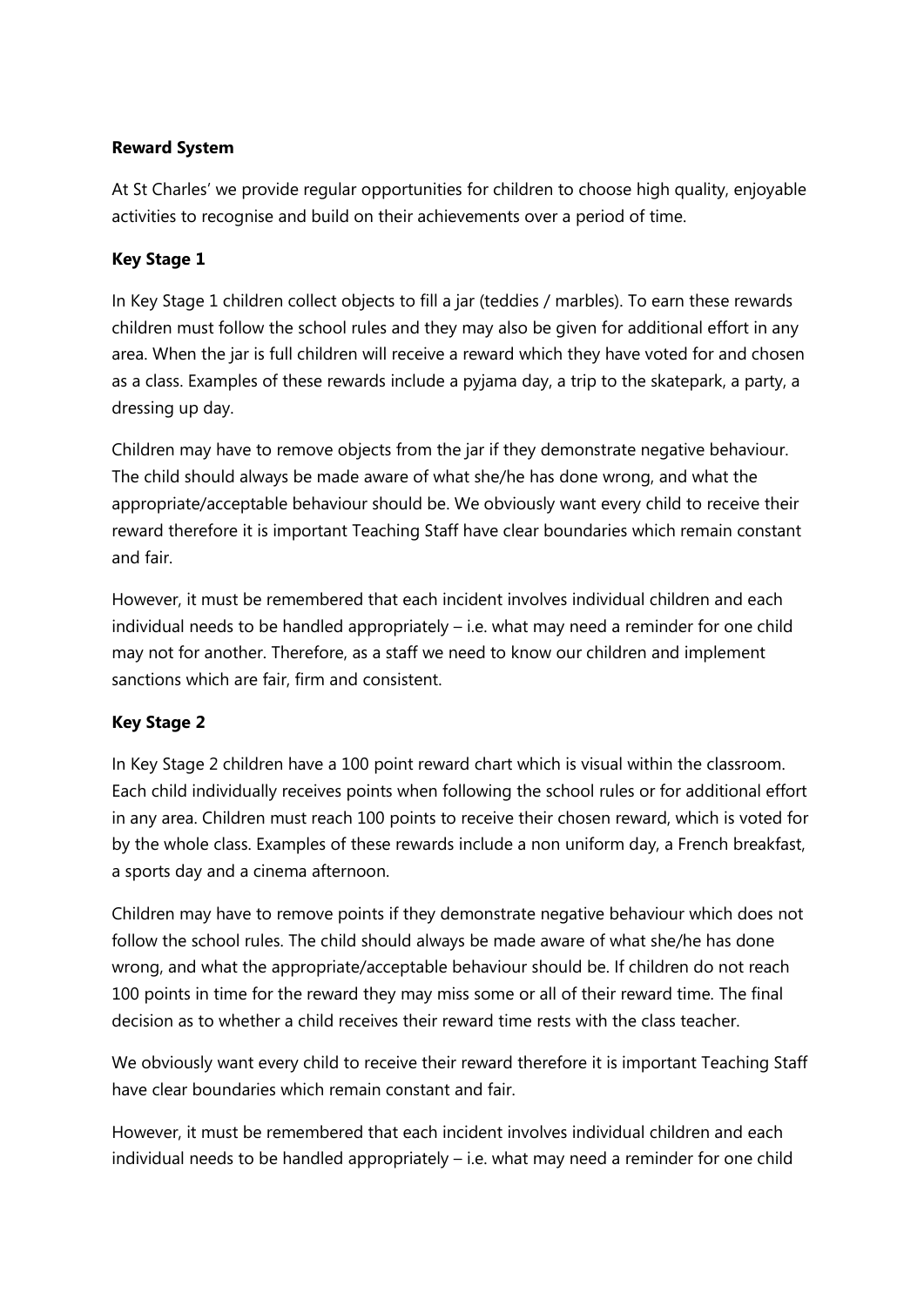**Reward System**

At St Charles' we provide regular opportunities for children to choose high quality, enjoyable activities to recognise and build on their achievements over a period of time.

**Key Stage 1**

In Key Stage 1 children collect objects to fill a jar (teddies / marbles). To earn these rewards children must follow the school rules and they may also be given for additional effort in any area. When the jar is full children will receive a reward which they have voted for and chosen as a class. Examples of these rewards include a pyjama day, a trip to the skatepark, a party, a dressing up day.

Children may have to remove objects from the jar if they demonstrate negative behaviour. The child should always be made aware of what she/he has done wrong, and what the appropriate/acceptable behaviour should be. We obviously want every child to receive their reward therefore it is important Teaching Staff have clear boundaries which remain constant and fair.

However, it must be remembered that each incident involves individual children and each individual needs to be handled appropriately – i.e. what may need a reminder for one child may not for another. Therefore, as a staff we need to know our children and implement sanctions which are fair, firm and consistent.

**Key Stage 2**

In Key Stage 2 children have a 100 point reward chart which is visual within the classroom. Each child individually receives points when following the school rules or for additional effort in any area. Children must reach 100 points to receive their chosen reward, which is voted for by the whole class. Examples of these rewards include a non uniform day, a French breakfast, a sports day and a cinema afternoon.

Children may have to remove points if they demonstrate negative behaviour which does not follow the school rules. The child should always be made aware of what she/he has done wrong, and what the appropriate/acceptable behaviour should be. If children do not reach 100 points in time for the reward they may miss some or all of their reward time. The final decision as to whether a child receives their reward time rests with the class teacher.

We obviously want every child to receive their reward therefore it is important Teaching Staff have clear boundaries which remain constant and fair.

However, it must be remembered that each incident involves individual children and each individual needs to be handled appropriately – i.e. what may need a reminder for one child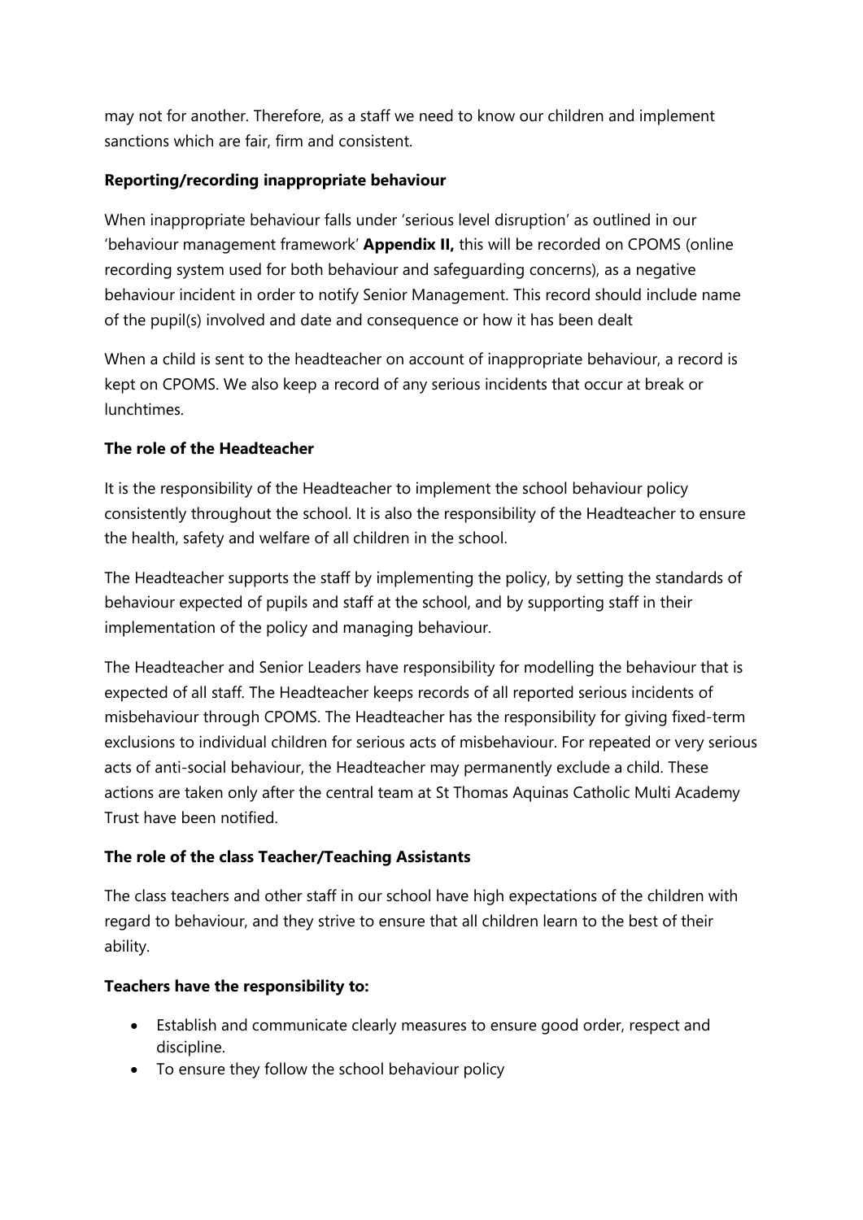may not for another. Therefore, as a staff we need to know our children and implement sanctions which are fair, firm and consistent.

**Reporting/recording inappropriate behaviour**

When inappropriate behaviour falls under 'serious level disruption' as outlined in our 'behaviour management framework' **Appendix II,** this will be recorded on CPOMS (online recording system used for both behaviour and safeguarding concerns), as a negative behaviour incident in order to notify Senior Management. This record should include name of the pupil(s) involved and date and consequence or how it has been dealt

When a child is sent to the headteacher on account of inappropriate behaviour, a record is kept on CPOMS. We also keep a record of any serious incidents that occur at break or lunchtimes.

**The role of the Headteacher**

It is the responsibility of the Headteacher to implement the school behaviour policy consistently throughout the school. It is also the responsibility of the Headteacher to ensure the health, safety and welfare of all children in the school.

The Headteacher supports the staff by implementing the policy, by setting the standards of behaviour expected of pupils and staff at the school, and by supporting staff in their implementation of the policy and managing behaviour.

The Headteacher and Senior Leaders have responsibility for modelling the behaviour that is expected of all staff. The Headteacher keeps records of all reported serious incidents of misbehaviour through CPOMS. The Headteacher has the responsibility for giving fixed-term exclusions to individual children for serious acts of misbehaviour. For repeated or very serious acts of anti-social behaviour, the Headteacher may permanently exclude a child. These actions are taken only after the central team at St Thomas Aquinas Catholic Multi Academy Trust have been notified.

**The role of the class Teacher/Teaching Assistants**

The class teachers and other staff in our school have high expectations of the children with regard to behaviour, and they strive to ensure that all children learn to the best of their ability.

**Teachers have the responsibility to:**

- Establish and communicate clearly measures to ensure good order, respect and discipline.
- To ensure they follow the school behaviour policy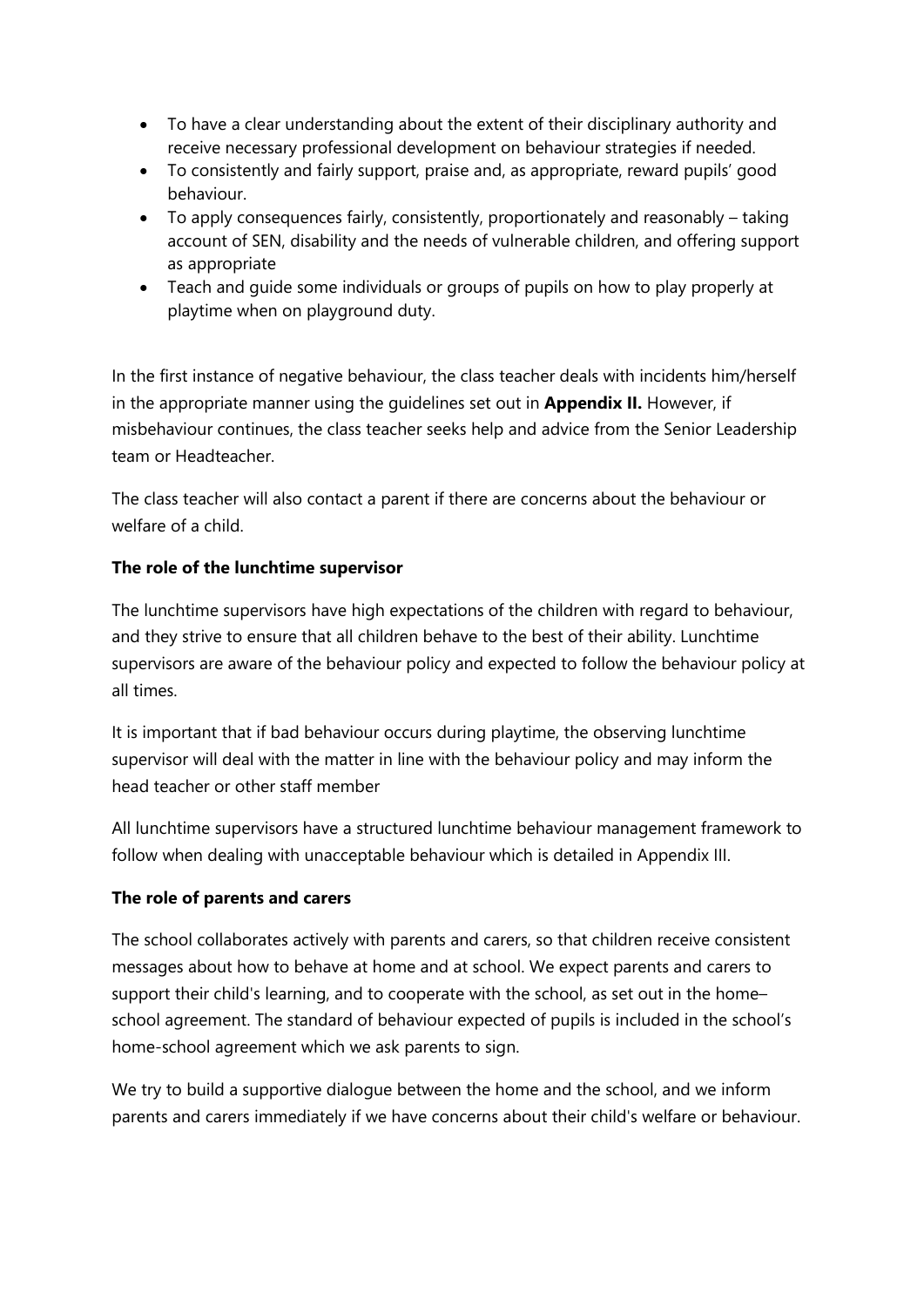- To have a clear understanding about the extent of their disciplinary authority and receive necessary professional development on behaviour strategies if needed.
- To consistently and fairly support, praise and, as appropriate, reward pupils' good behaviour.
- To apply consequences fairly, consistently, proportionately and reasonably – taking account of SEN, disability and the needs of vulnerable children, and offering support as appropriate
- Teach and guide some individuals or groups of pupils on how to play properly at playtime when on playground duty.

In the first instance of negative behaviour, the class teacher deals with incidents him/herself in the appropriate manner using the guidelines set out in **Appendix II.** However, if misbehaviour continues, the class teacher seeks help and advice from the Senior Leadership team or Headteacher.

The class teacher will also contact a parent if there are concerns about the behaviour or welfare of a child.

**The role of the lunchtime supervisor**

The lunchtime supervisors have high expectations of the children with regard to behaviour, and they strive to ensure that all children behave to the best of their ability. Lunchtime supervisors are aware of the behaviour policy and expected to follow the behaviour policy at all times.

It is important that if bad behaviour occurs during playtime, the observing lunchtime supervisor will deal with the matter in line with the behaviour policy and may inform the head teacher or other staff member

All lunchtime supervisors have a structured lunchtime behaviour management framework to follow when dealing with unacceptable behaviour which is detailed in Appendix III.

**The role of parents and carers**

The school collaborates actively with parents and carers, so that children receive consistent messages about how to behave at home and at school. We expect parents and carers to support their child's learning, and to cooperate with the school, as set out in the home–school agreement. The standard of behaviour expected of pupils is included in the school's home-school agreement which we ask parents to sign.

We try to build a supportive dialogue between the home and the school, and we inform parents and carers immediately if we have concerns about their child's welfare or behaviour.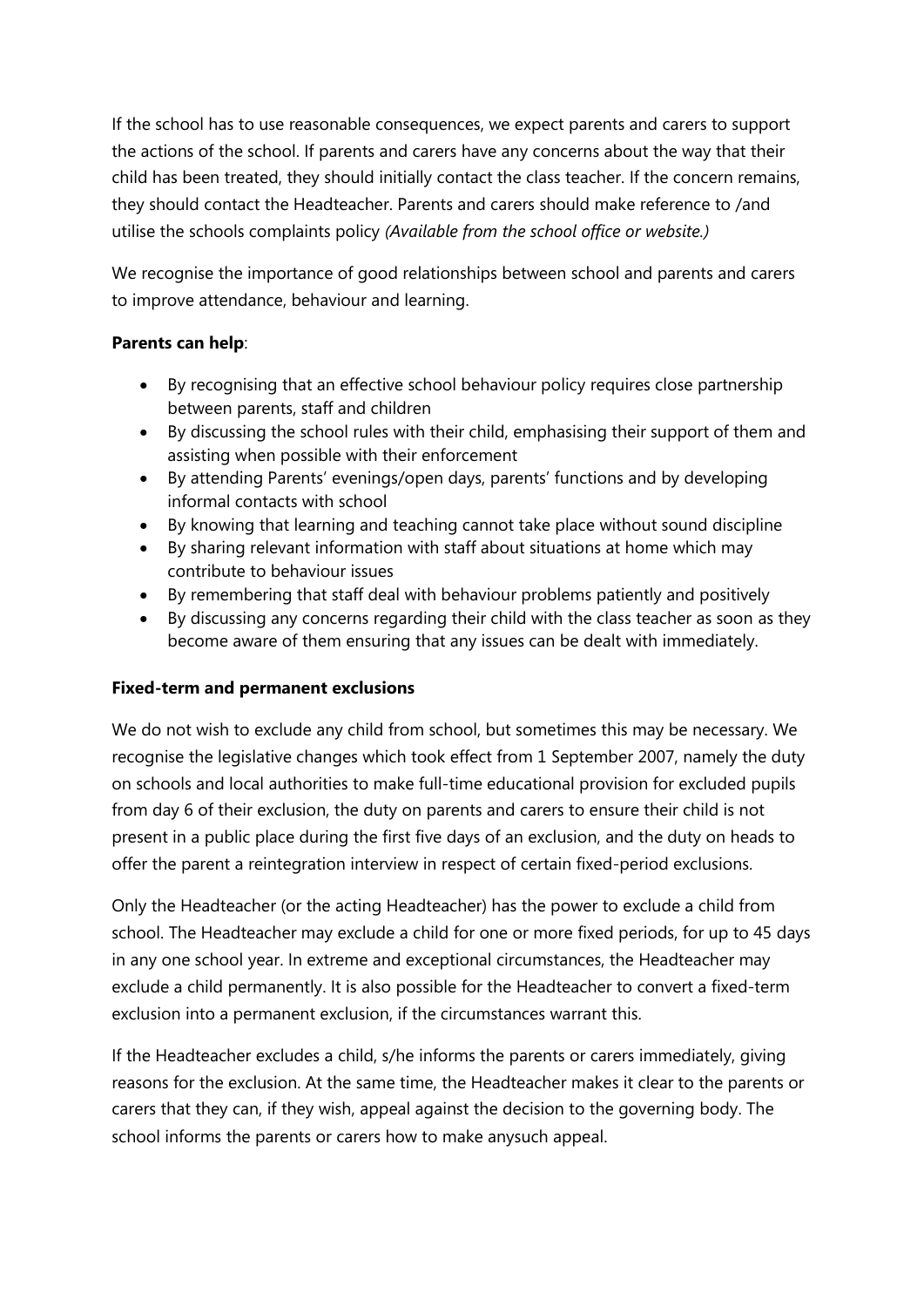If the school has to use reasonable consequences, we expect parents and carers to support the actions of the school. If parents and carers have any concerns about the way that their child has been treated, they should initially contact the class teacher. If the concern remains, they should contact the Headteacher. Parents and carers should make reference to /and utilise the schools complaints policy *(Available from the school office or website.)*

We recognise the importance of good relationships between school and parents and carers to improve attendance, behaviour and learning.

**Parents can help**:

- By recognising that an effective school behaviour policy requires close partnership between parents, staff and children
- By discussing the school rules with their child, emphasising their support of them and assisting when possible with their enforcement
- By attending Parents' evenings/open days, parents' functions and by developing informal contacts with school
- By knowing that learning and teaching cannot take place without sound discipline
- By sharing relevant information with staff about situations at home which may contribute to behaviour issues
- By remembering that staff deal with behaviour problems patiently and positively
- By discussing any concerns regarding their child with the class teacher as soon as they become aware of them ensuring that any issues can be dealt with immediately.

**Fixed-term and permanent exclusions**

We do not wish to exclude any child from school, but sometimes this may be necessary. We recognise the legislative changes which took effect from 1 September 2007, namely the duty on schools and local authorities to make full-time educational provision for excluded pupils from day 6 of their exclusion, the duty on parents and carers to ensure their child is not present in a public place during the first five days of an exclusion, and the duty on heads to offer the parent a reintegration interview in respect of certain fixed-period exclusions.

Only the Headteacher (or the acting Headteacher) has the power to exclude a child from school. The Headteacher may exclude a child for one or more fixed periods, for up to 45 days in any one school year. In extreme and exceptional circumstances, the Headteacher may exclude a child permanently. It is also possible for the Headteacher to convert a fixed-term exclusion into a permanent exclusion, if the circumstances warrant this.

If the Headteacher excludes a child, s/he informs the parents or carers immediately, giving reasons for the exclusion. At the same time, the Headteacher makes it clear to the parents or carers that they can, if they wish, appeal against the decision to the governing body. The school informs the parents or carers how to make anysuch appeal.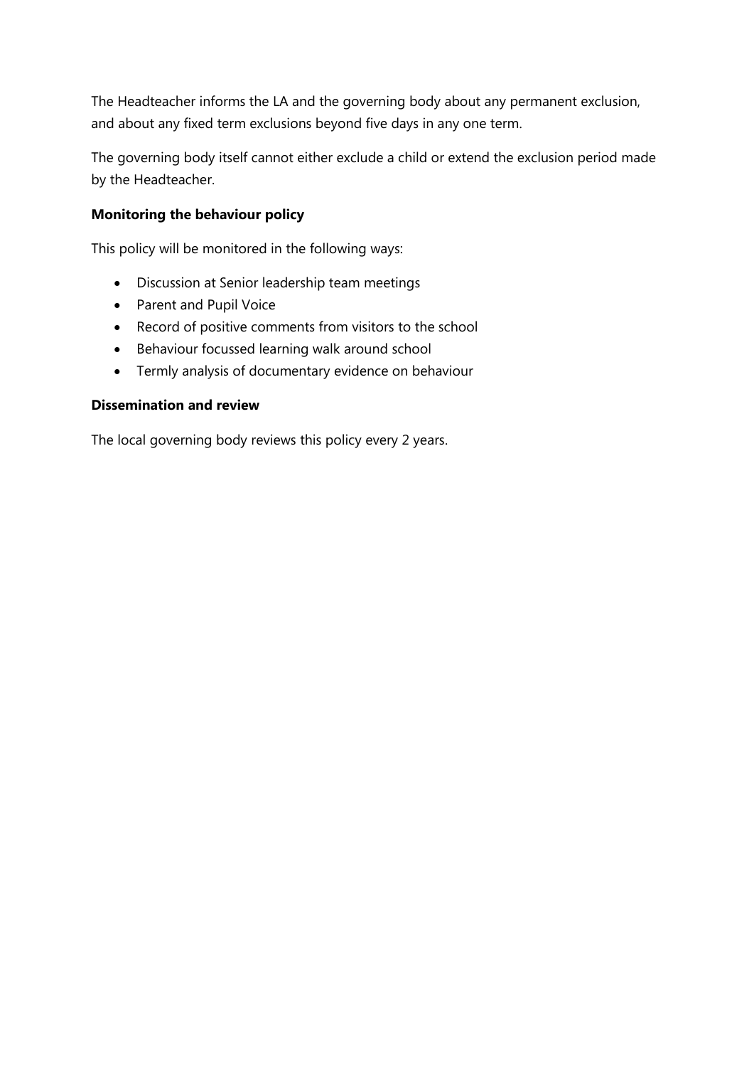The Headteacher informs the LA and the governing body about any permanent exclusion, and about any fixed term exclusions beyond five days in any one term.

The governing body itself cannot either exclude a child or extend the exclusion period made by the Headteacher.

**Monitoring the behaviour policy**

This policy will be monitored in the following ways:

- Discussion at Senior leadership team meetings
- Parent and Pupil Voice
- Record of positive comments from visitors to the school
- Behaviour focussed learning walk around school
- Termly analysis of documentary evidence on behaviour

**Dissemination and review**

The local governing body reviews this policy every 2 years.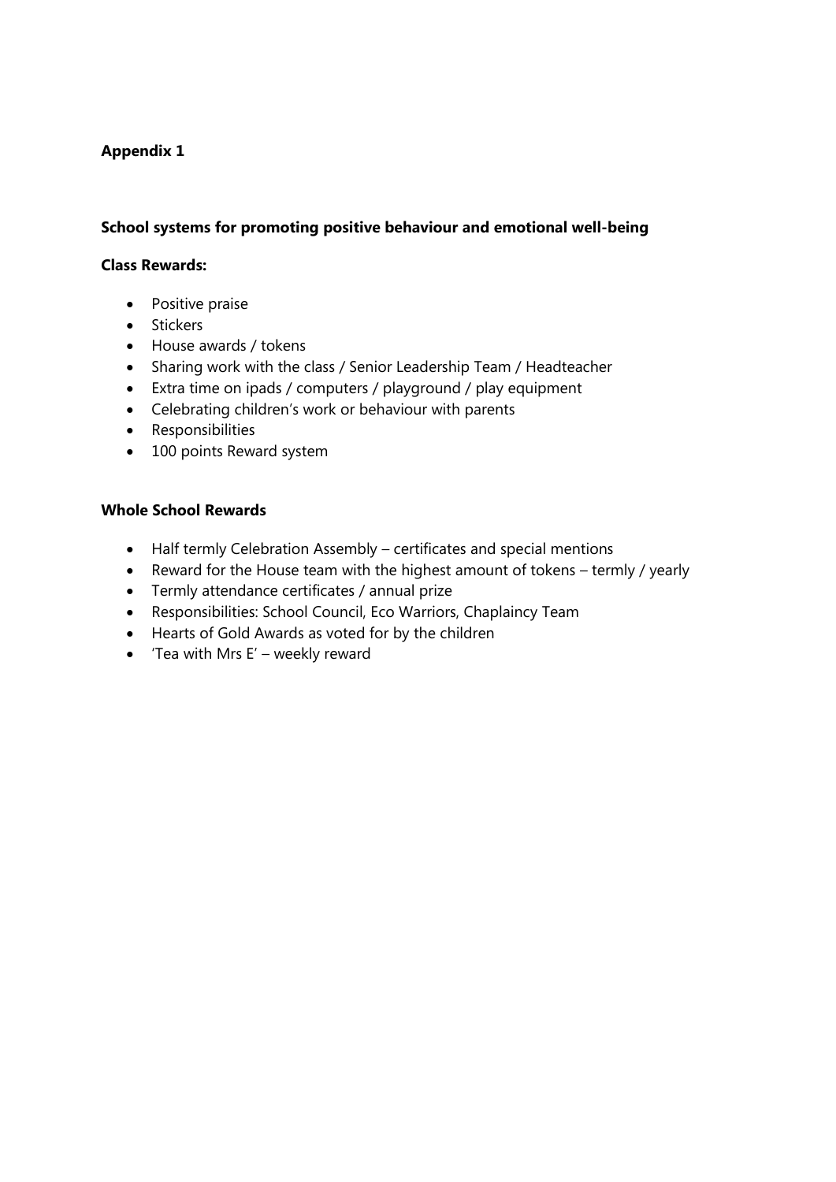**Appendix 1**

**School systems for promoting positive behaviour and emotional well-being**

**Class Rewards:**

- Positive praise
- Stickers
- House awards / tokens
- Sharing work with the class / Senior Leadership Team / Headteacher
- Extra time on ipads / computers / playground / play equipment
- Celebrating children's work or behaviour with parents
- Responsibilities
- 100 points Reward system

**Whole School Rewards**

- Half termly Celebration Assembly – certificates and special mentions
- Reward for the House team with the highest amount of tokens – termly / yearly
- Termly attendance certificates / annual prize
- Responsibilities: School Council, Eco Warriors, Chaplaincy Team
- Hearts of Gold Awards as voted for by the children
- 'Tea with Mrs E' – weekly reward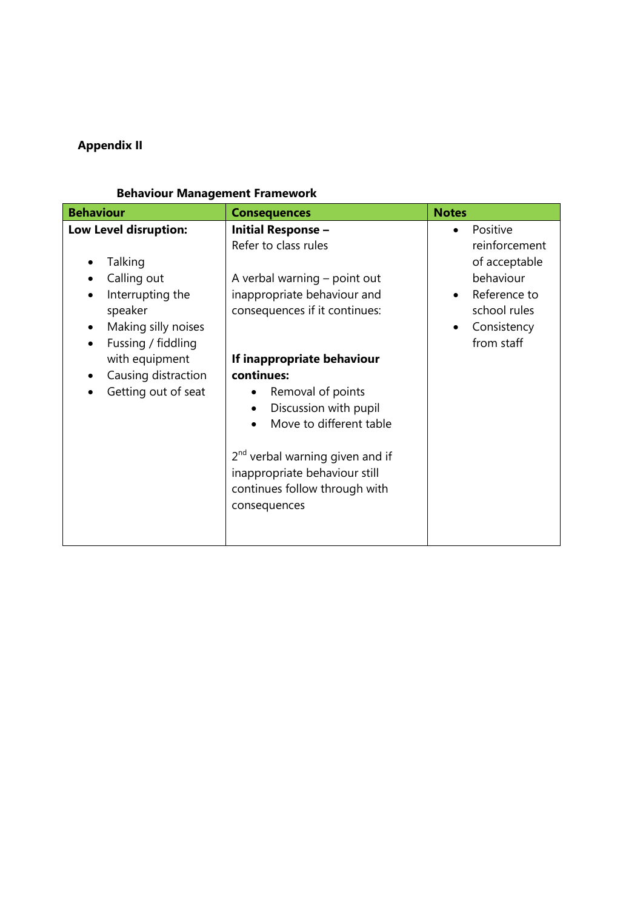**Appendix II**

**Behaviour Management Framework**

| Behaviour | Consequences | Notes |
|---|---|---|
| **Low Level disruption:**<br><br>• Talking<br>• Calling out<br>• Interrupting the speaker<br>• Making silly noises<br>• Fussing / fiddling with equipment<br>• Causing distraction<br>• Getting out of seat | **Initial Response –**<br>Refer to class rules<br><br>A verbal warning – point out inappropriate behaviour and consequences if it continues:<br><br>**If inappropriate behaviour continues:**<br>• Removal of points<br>• Discussion with pupil<br>• Move to different table<br><br>2nd verbal warning given and if inappropriate behaviour still continues follow through with consequences | • Positive reinforcement of acceptable behaviour<br>• Reference to school rules<br>• Consistency from staff |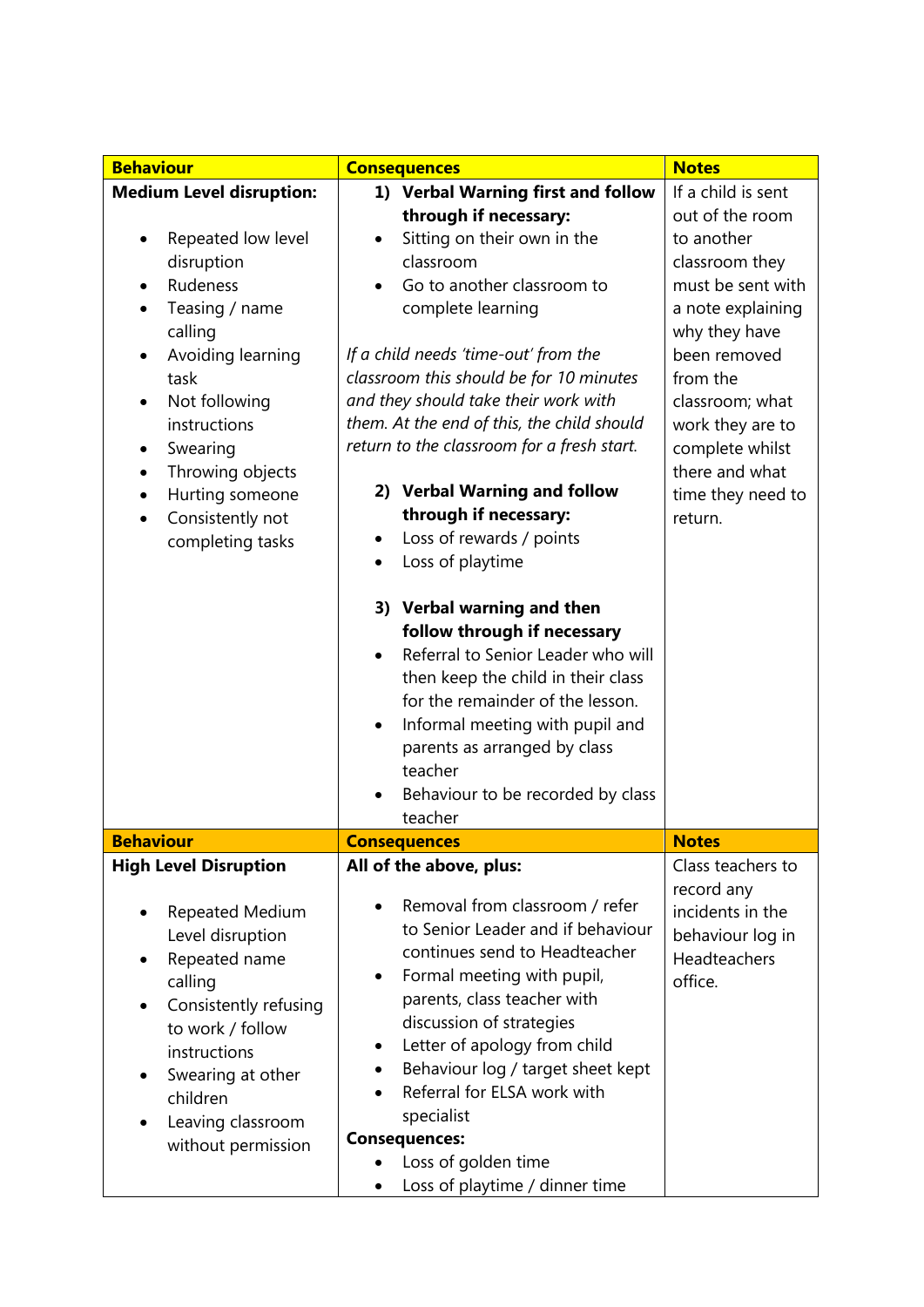| Behaviour | Consequences | Notes |
|---|---|---|
| **Medium Level disruption:**<br><br>• Repeated low level disruption<br>• Rudeness<br>• Teasing / name calling<br>• Avoiding learning task<br>• Not following instructions<br>• Swearing<br>• Throwing objects<br>• Hurting someone<br>• Consistently not completing tasks | **1) Verbal Warning first and follow through if necessary:**<br>• Sitting on their own in the classroom<br>• Go to another classroom to complete learning<br><br>*If a child needs 'time-out' from the classroom this should be for 10 minutes and they should take their work with them. At the end of this, the child should return to the classroom for a fresh start.*<br><br>**2) Verbal Warning and follow through if necessary:**<br>• Loss of rewards / points<br>• Loss of playtime<br><br>**3) Verbal warning and then follow through if necessary**<br>• Referral to Senior Leader who will then keep the child in their class for the remainder of the lesson.<br>• Informal meeting with pupil and parents as arranged by class teacher<br>• Behaviour to be recorded by class teacher | If a child is sent out of the room to another classroom they must be sent with a note explaining why they have been removed from the classroom; what work they are to complete whilst there and what time they need to return. |
| **Behaviour** | **Consequences** | **Notes** |
| **High Level Disruption**<br><br>• Repeated Medium Level disruption<br>• Repeated name calling<br>• Consistently refusing to work / follow instructions<br>• Swearing at other children<br>• Leaving classroom without permission | **All of the above, plus:**<br><br>• Removal from classroom / refer to Senior Leader and if behaviour continues send to Headteacher<br>• Formal meeting with pupil, parents, class teacher with discussion of strategies<br>• Letter of apology from child<br>• Behaviour log / target sheet kept<br>• Referral for ELSA work with specialist<br>**Consequences:**<br>• Loss of golden time<br>• Loss of playtime / dinner time | Class teachers to record any incidents in the behaviour log in Headteachers office. |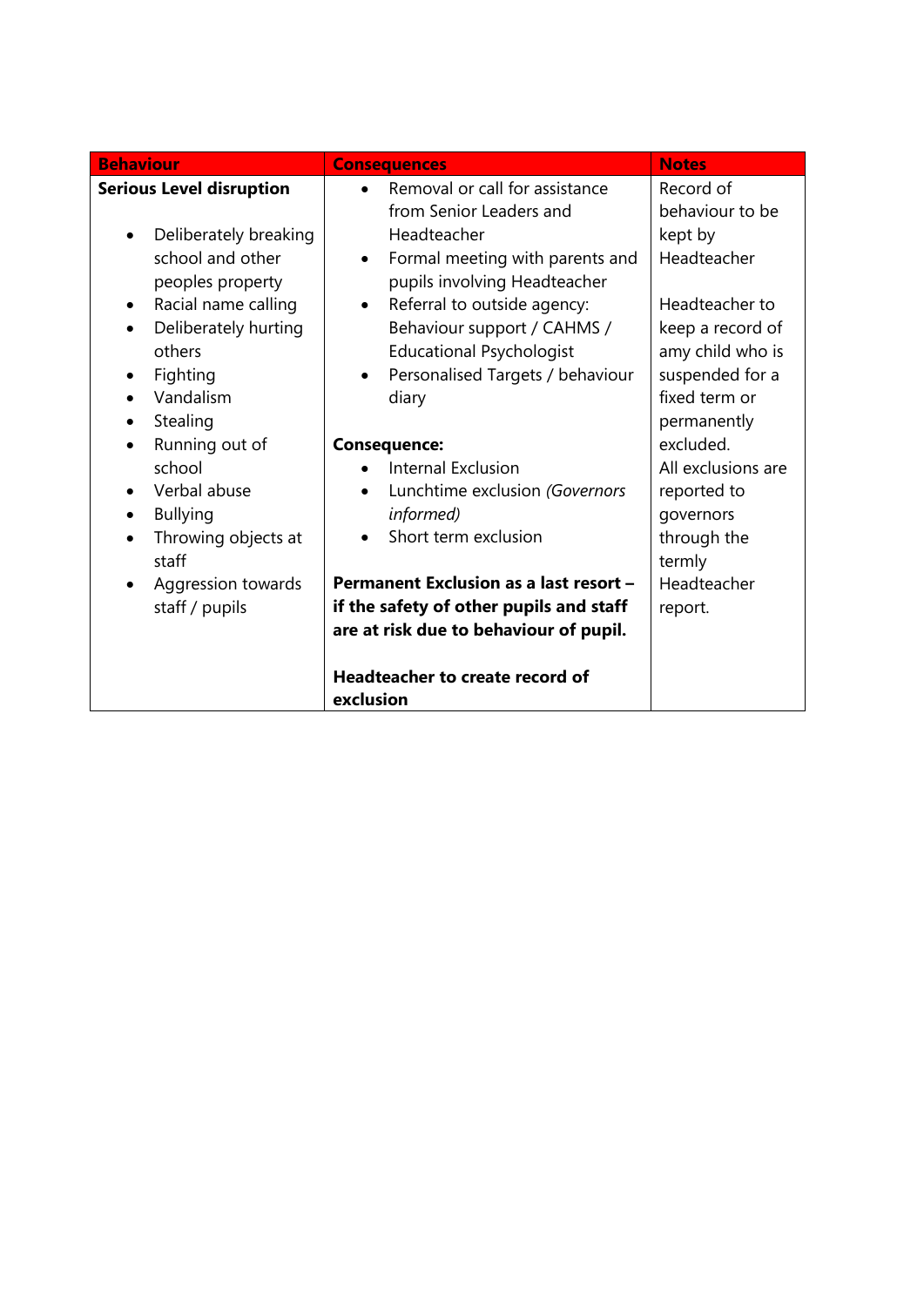| Behaviour | Consequences | Notes |
|---|---|---|
| **Serious Level disruption**<br><br>• Deliberately breaking school and other peoples property<br>• Racial name calling<br>• Deliberately hurting others<br>• Fighting<br>• Vandalism<br>• Stealing<br>• Running out of school<br>• Verbal abuse<br>• Bullying<br>• Throwing objects at staff<br>• Aggression towards staff / pupils | • Removal or call for assistance from Senior Leaders and Headteacher<br>• Formal meeting with parents and pupils involving Headteacher<br>• Referral to outside agency: Behaviour support / CAHMS / Educational Psychologist<br>• Personalised Targets / behaviour diary<br><br>**Consequence:**<br>• Internal Exclusion<br>• Lunchtime exclusion *(Governors informed)*<br>• Short term exclusion<br><br>**Permanent Exclusion as a last resort – if the safety of other pupils and staff are at risk due to behaviour of pupil.**<br><br>**Headteacher to create record of exclusion** | Record of behaviour to be kept by Headteacher<br><br>Headteacher to keep a record of amy child who is suspended for a fixed term or permanently excluded.<br>All exclusions are reported to governors through the termly Headteacher report. |